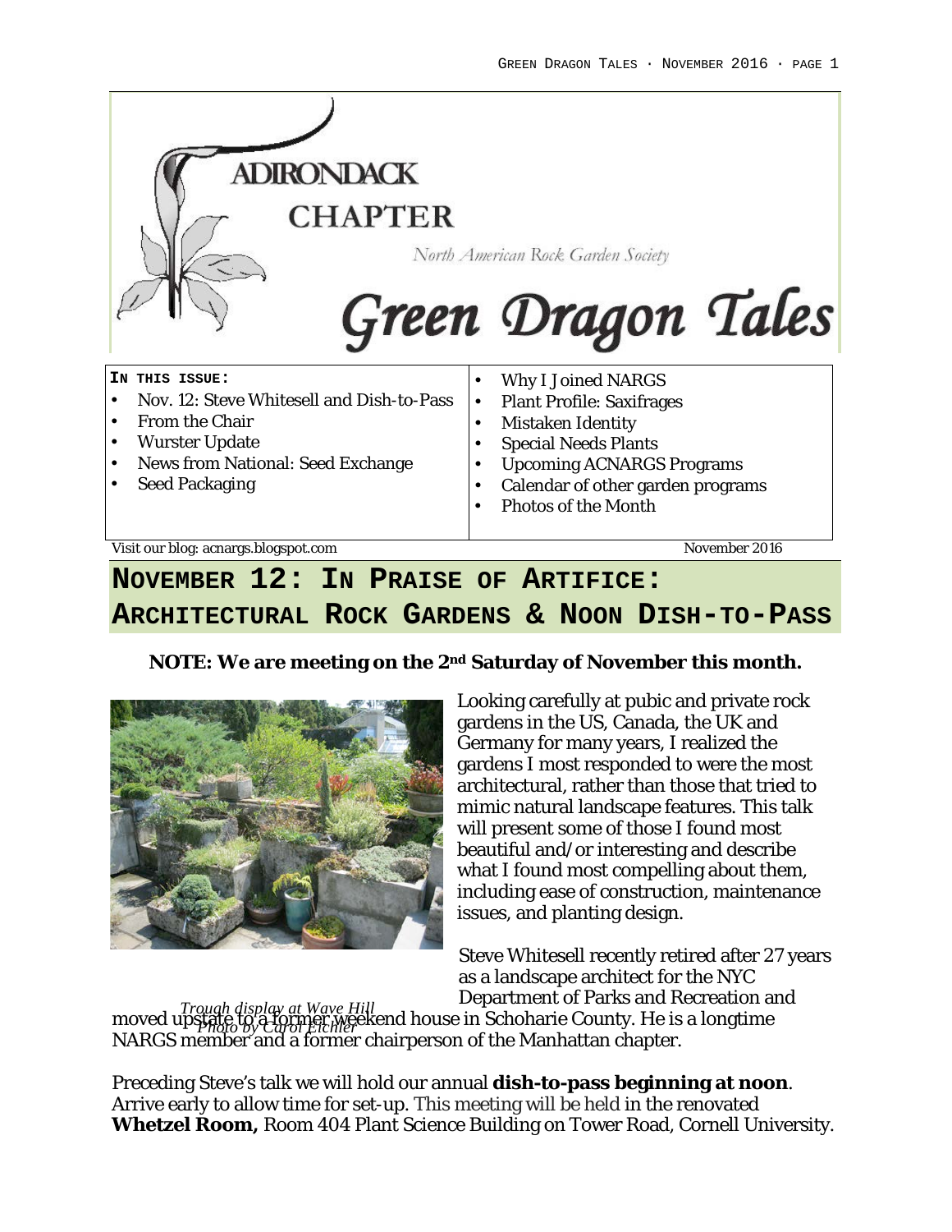# Adirondack Chapter

North American Rock Garden Society

# Green Dragon Tales

**In this issue:**

- Nov. 12: Steve Whitesell and Dish-to-Pass
- From the Chair
- Wurster Update
- News from National: Seed Exchange
- Seed Packaging
- Why I Joined NARGS
- Plant Profile: Saxifrages
- Mistaken Identity
- Special Needs Plants
- Upcoming ACNARGS Programs
- Calendar of other garden programs
- Photos of the Month

Visit our blog: acnargs.blogspot.com

November 2016

## November 12: In Praise of Artifice: Architectural Rock Gardens & Noon Dish-to-Pass

**NOTE: We are meeting on the 2nd Saturday of November this month.**

*Trough display at Wave Hill*
*Photo by Carol Eichler*

Looking carefully at pubic and private rock gardens in the US, Canada, the UK and Germany for many years, I realized the gardens I most responded to were the most architectural, rather than those that tried to mimic natural landscape features. This talk will present some of those I found most beautiful and/or interesting and describe what I found most compelling about them, including ease of construction, maintenance issues, and planting design.

Steve Whitesell recently retired after 27 years as a landscape architect for the NYC Department of Parks and Recreation and moved upstate to a former weekend house in Schoharie County. He is a longtime NARGS member and a former chairperson of the Manhattan chapter.

Preceding Steve's talk we will hold our annual **dish-to-pass beginning at noon**. Arrive early to allow time for set-up. This meeting will be held in the renovated **Whetzel Room,** Room 404 Plant Science Building on Tower Road, Cornell University.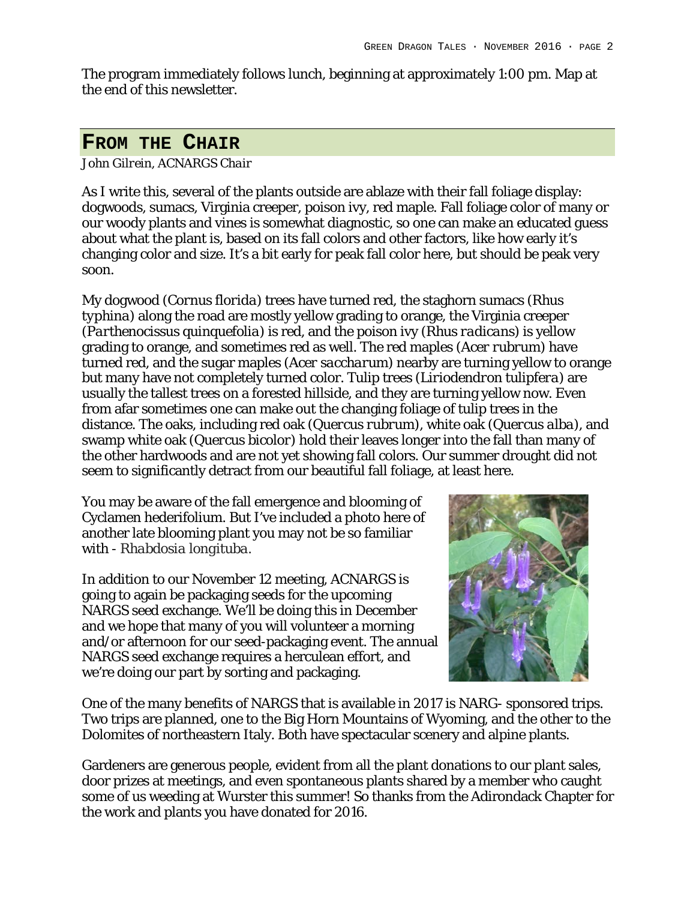The program immediately follows lunch, beginning at approximately 1:00 pm. Map at the end of this newsletter.

## FROM THE CHAIR

*John Gilrein, ACNARGS Chair*

As I write this, several of the plants outside are ablaze with their fall foliage display: dogwoods, sumacs, Virginia creeper, poison ivy, red maple. Fall foliage color of many or our woody plants and vines is somewhat diagnostic, so one can make an educated guess about what the plant is, based on its fall colors and other factors, like how early it's changing color and size. It's a bit early for peak fall color here, but should be peak very soon.

My dogwood (*Cornus florida*) trees have turned red, the staghorn sumacs (*Rhus typhina*) along the road are mostly yellow grading to orange, the Virginia creeper (*Parthenocissus quinquefolia*) is red, and the poison ivy (*Rhus radicans*) is yellow grading to orange, and sometimes red as well. The red maples (*Acer rubrum*) have turned red, and the sugar maples (*Acer saccharum*) nearby are turning yellow to orange but many have not completely turned color. Tulip trees (*Liriodendron tulipfera*) are usually the tallest trees on a forested hillside, and they are turning yellow now. Even from afar sometimes one can make out the changing foliage of tulip trees in the distance. The oaks, including red oak (*Quercus rubrum*), white oak (*Quercus alba*), and swamp white oak (*Quercus bicolor*) hold their leaves longer into the fall than many of the other hardwoods and are not yet showing fall colors. Our summer drought did not seem to significantly detract from our beautiful fall foliage, at least here.

You may be aware of the fall emergence and blooming of Cyclamen hederifolium. But I've included a photo here of another late blooming plant you may not be so familiar with - *Rhabdosia longituba*.

In addition to our November 12 meeting, ACNARGS is going to again be packaging seeds for the upcoming NARGS seed exchange. We'll be doing this in December and we hope that many of you will volunteer a morning and/or afternoon for our seed-packaging event. The annual NARGS seed exchange requires a herculean effort, and we're doing our part by sorting and packaging.

One of the many benefits of NARGS that is available in 2017 is NARG- sponsored trips. Two trips are planned, one to the Big Horn Mountains of Wyoming, and the other to the Dolomites of northeastern Italy. Both have spectacular scenery and alpine plants.

Gardeners are generous people, evident from all the plant donations to our plant sales, door prizes at meetings, and even spontaneous plants shared by a member who caught some of us weeding at Wurster this summer! So thanks from the Adirondack Chapter for the work and plants you have donated for 2016.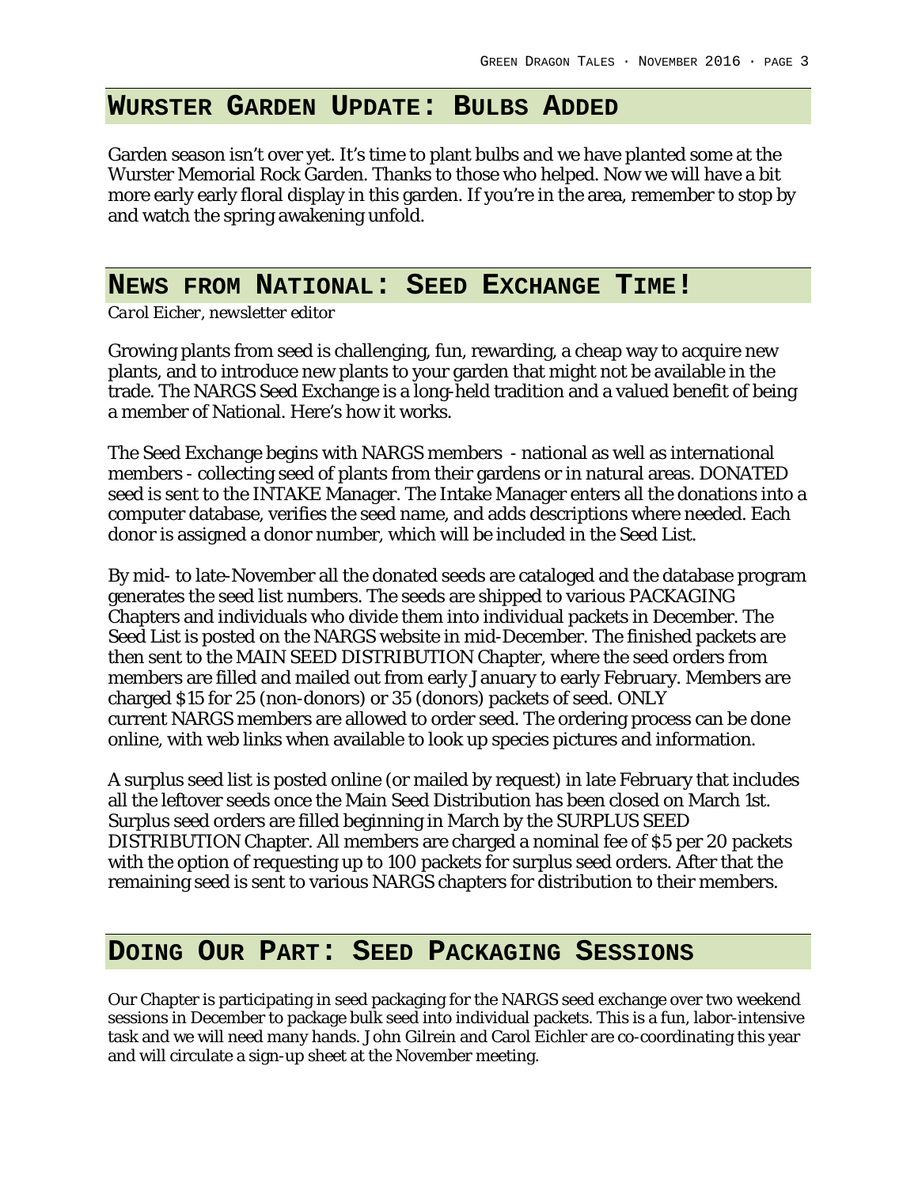## Wurster Garden Update: Bulbs Added

Garden season isn't over yet. It's time to plant bulbs and we have planted some at the Wurster Memorial Rock Garden. Thanks to those who helped. Now we will have a bit more early early floral display in this garden. If you're in the area, remember to stop by and watch the spring awakening unfold.

## News from National: Seed Exchange Time!

*Carol Eicher, newsletter editor*

Growing plants from seed is challenging, fun, rewarding, a cheap way to acquire new plants, and to introduce new plants to your garden that might not be available in the trade. The NARGS Seed Exchange is a long-held tradition and a valued benefit of being a member of National. Here's how it works.

The Seed Exchange begins with NARGS members - national as well as international members - collecting seed of plants from their gardens or in natural areas. DONATED seed is sent to the INTAKE Manager. The Intake Manager enters all the donations into a computer database, verifies the seed name, and adds descriptions where needed. Each donor is assigned a donor number, which will be included in the Seed List.

By mid- to late-November all the donated seeds are cataloged and the database program generates the seed list numbers. The seeds are shipped to various PACKAGING Chapters and individuals who divide them into individual packets in December. The Seed List is posted on the NARGS website in mid-December. The finished packets are then sent to the MAIN SEED DISTRIBUTION Chapter, where the seed orders from members are filled and mailed out from early January to early February. Members are charged $15 for 25 (non-donors) or 35 (donors) packets of seed. ONLY current NARGS members are allowed to order seed. The ordering process can be done online, with web links when available to look up species pictures and information.

A surplus seed list is posted online (or mailed by request) in late February that includes all the leftover seeds once the Main Seed Distribution has been closed on March 1st. Surplus seed orders are filled beginning in March by the SURPLUS SEED DISTRIBUTION Chapter. All members are charged a nominal fee of $5 per 20 packets with the option of requesting up to 100 packets for surplus seed orders. After that the remaining seed is sent to various NARGS chapters for distribution to their members.

## Doing Our Part: Seed Packaging Sessions

Our Chapter is participating in seed packaging for the NARGS seed exchange over two weekend sessions in December to package bulk seed into individual packets. This is a fun, labor-intensive task and we will need many hands. John Gilrein and Carol Eichler are co-coordinating this year and will circulate a sign-up sheet at the November meeting.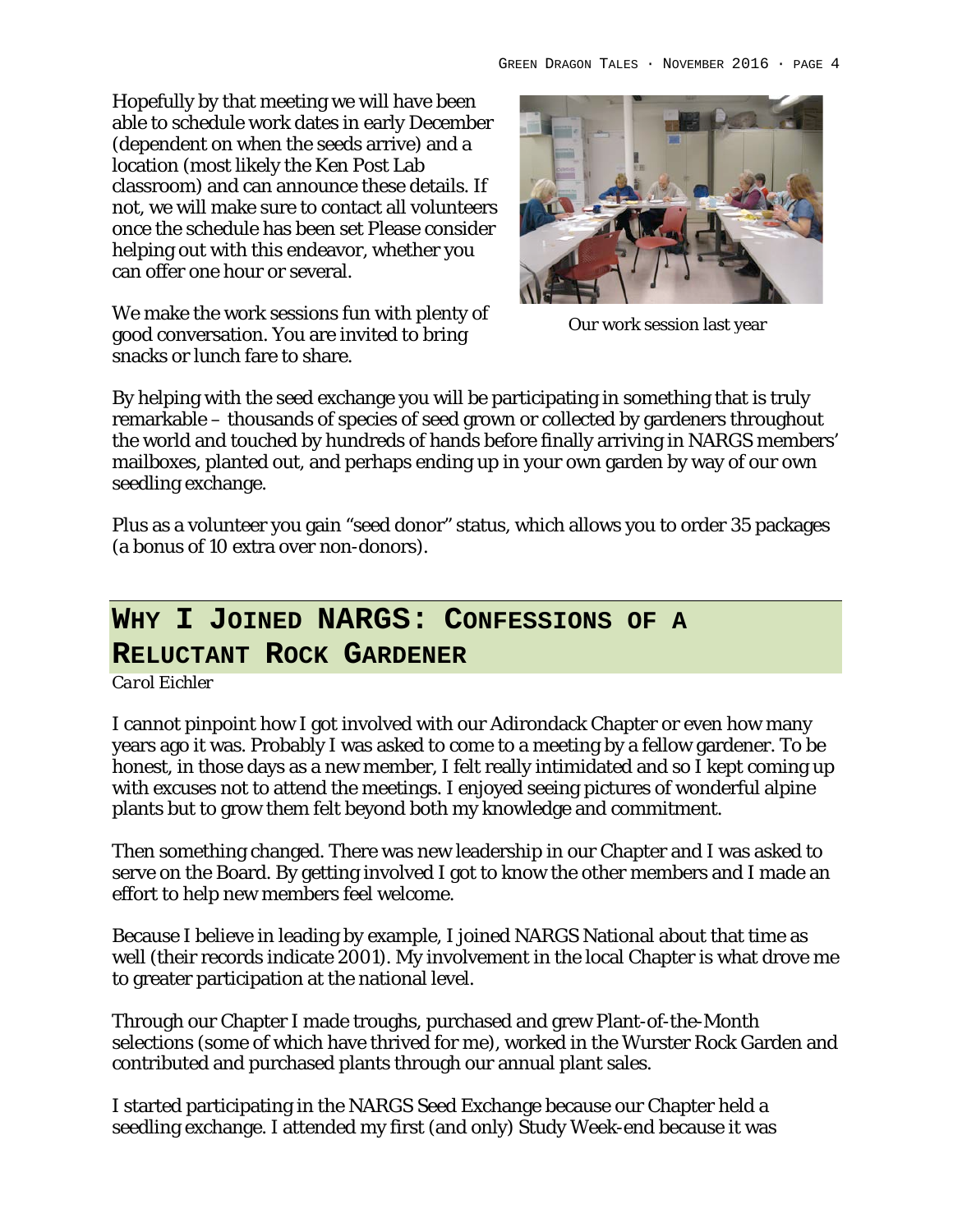Hopefully by that meeting we will have been able to schedule work dates in early December (dependent on when the seeds arrive) and a location (most likely the Ken Post Lab classroom) and can announce these details. If not, we will make sure to contact all volunteers once the schedule has been set Please consider helping out with this endeavor, whether you can offer one hour or several.

We make the work sessions fun with plenty of good conversation. You are invited to bring snacks or lunch fare to share.

Our work session last year

By helping with the seed exchange you will be participating in something that is truly remarkable – thousands of species of seed grown or collected by gardeners throughout the world and touched by hundreds of hands before finally arriving in NARGS members' mailboxes, planted out, and perhaps ending up in your own garden by way of our own seedling exchange.

Plus as a volunteer you gain "seed donor" status, which allows you to order 35 packages (a bonus of 10 extra over non-donors).

## Why I Joined NARGS: Confessions of a Reluctant Rock Gardener

*Carol Eichler*

I cannot pinpoint how I got involved with our Adirondack Chapter or even how many years ago it was. Probably I was asked to come to a meeting by a fellow gardener. To be honest, in those days as a new member, I felt really intimidated and so I kept coming up with excuses not to attend the meetings. I enjoyed seeing pictures of wonderful alpine plants but to grow them felt beyond both my knowledge and commitment.

Then something changed. There was new leadership in our Chapter and I was asked to serve on the Board. By getting involved I got to know the other members and I made an effort to help new members feel welcome.

Because I believe in leading by example, I joined NARGS National about that time as well (their records indicate 2001). My involvement in the local Chapter is what drove me to greater participation at the national level.

Through our Chapter I made troughs, purchased and grew Plant-of-the-Month selections (some of which have thrived for me), worked in the Wurster Rock Garden and contributed and purchased plants through our annual plant sales.

I started participating in the NARGS Seed Exchange because our Chapter held a seedling exchange. I attended my first (and only) Study Week-end because it was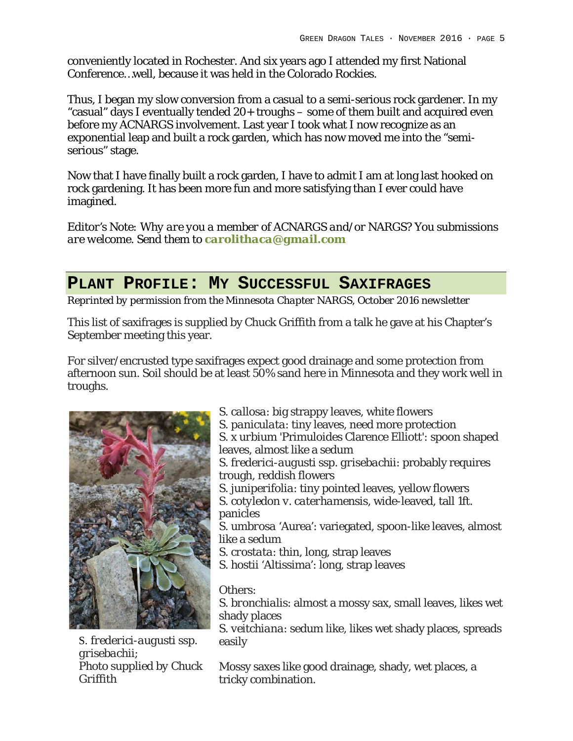conveniently located in Rochester. And six years ago I attended my first National Conference…well, because it was held in the Colorado Rockies.

Thus, I began my slow conversion from a casual to a semi-serious rock gardener. In my "casual" days I eventually tended 20+ troughs – some of them built and acquired even before my ACNARGS involvement. Last year I took what I now recognize as an exponential leap and built a rock garden, which has now moved me into the "semi-serious" stage.

Now that I have finally built a rock garden, I have to admit I am at long last hooked on rock gardening. It has been more fun and more satisfying than I ever could have imagined.

*Editor's Note: Why are you a member of ACNARGS and/or NARGS? You submissions are welcome. Send them to* **carolithaca@gmail.com**

## PLANT PROFILE: MY SUCCESSFUL SAXIFRAGES

*Reprinted by permission from the Minnesota Chapter NARGS, October 2016 newsletter*

This list of saxifrages is supplied by Chuck Griffith from a talk he gave at his Chapter's September meeting this year.

For silver/encrusted type saxifrages expect good drainage and some protection from afternoon sun. Soil should be at least 50% sand here in Minnesota and they work well in troughs.

*S. callosa*: big strappy leaves, white flowers
*S. paniculata*: tiny leaves, need more protection
*S.* x *urbium* 'Primuloides Clarence Elliott': spoon shaped leaves, almost like a sedum
*S. frederici-augusti* ssp. *grisebachii*: probably requires trough, reddish flowers
*S. juniperifolia*: tiny pointed leaves, yellow flowers
*S. cotyledon* v. *caterhamensis*, wide-leaved, tall 1ft. panicles
*S. umbrosa* 'Aurea': variegated, spoon-like leaves, almost like a sedum
*S. crostata*: thin, long, strap leaves
*S. hostii* 'Altissima': long, strap leaves

Others:
*S. bronchialis*: almost a mossy sax, small leaves, likes wet shady places
*S. veitchiana*: sedum like, likes wet shady places, spreads easily

Mossy saxes like good drainage, shady, wet places, a tricky combination.

*S. frederici-augusti* ssp. *grisebachii*; Photo supplied by Chuck Griffith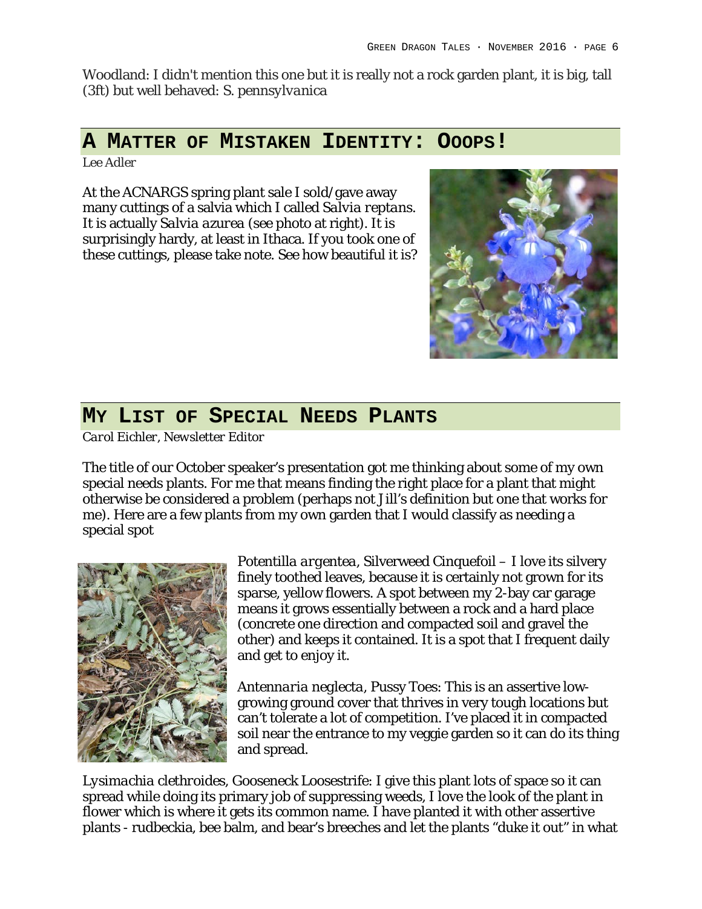Woodland: I didn't mention this one but it is really not a rock garden plant, it is big, tall (3ft) but well behaved: *S. pennsylvanica*

## A Matter of Mistaken Identity: Ooops!

*Lee Adler*

At the ACNARGS spring plant sale I sold/gave away many cuttings of a salvia which I called *Salvia reptans*. It is actually *Salvia azurea* (see photo at right). It is surprisingly hardy, at least in Ithaca. If you took one of these cuttings, please take note. See how beautiful it is?

## My List of Special Needs Plants

*Carol Eichler, Newsletter Editor*

The title of our October speaker's presentation got me thinking about some of my own special needs plants. For me that means finding the right place for a plant that might otherwise be considered a problem (perhaps not Jill's definition but one that works for me). Here are a few plants from my own garden that I would classify as needing a special spot

*Potentilla argentea*, Silverweed Cinquefoil – I love its silvery finely toothed leaves, because it is certainly not grown for its sparse, yellow flowers. A spot between my 2-bay car garage means it grows essentially between a rock and a hard place (concrete one direction and compacted soil and gravel the other) and keeps it contained. It is a spot that I frequent daily and get to enjoy it.

*Antennaria neglecta*, Pussy Toes: This is an assertive low-growing ground cover that thrives in very tough locations but can't tolerate a lot of competition. I've placed it in compacted soil near the entrance to my veggie garden so it can do its thing and spread.

*Lysimachia clethroides*, Gooseneck Loosestrife: I give this plant lots of space so it can spread while doing its primary job of suppressing weeds, I love the look of the plant in flower which is where it gets its common name. I have planted it with other assertive plants - rudbeckia, bee balm, and bear's breeches and let the plants "duke it out" in what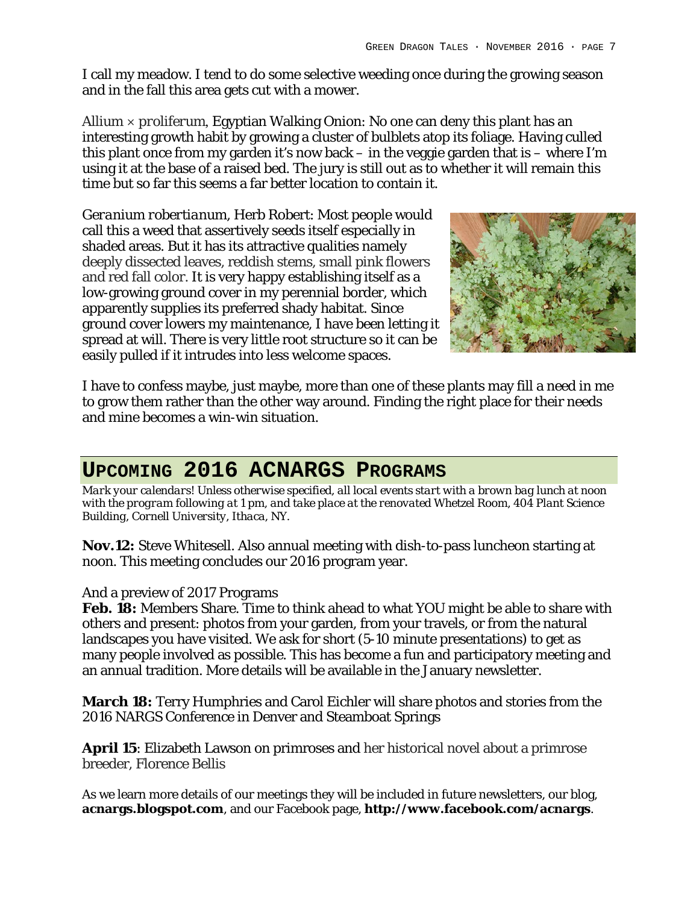I call my meadow. I tend to do some selective weeding once during the growing season and in the fall this area gets cut with a mower.

Allium × proliferum, Egyptian Walking Onion: No one can deny this plant has an interesting growth habit by growing a cluster of bulblets atop its foliage. Having culled this plant once from my garden it's now back – in the veggie garden that is – where I'm using it at the base of a raised bed. The jury is still out as to whether it will remain this time but so far this seems a far better location to contain it.

*Geranium robertianum*, Herb Robert: Most people would call this a weed that assertively seeds itself especially in shaded areas. But it has its attractive qualities namely deeply dissected leaves, reddish stems, small pink flowers and red fall color. It is very happy establishing itself as a low-growing ground cover in my perennial border, which apparently supplies its preferred shady habitat. Since ground cover lowers my maintenance, I have been letting it spread at will. There is very little root structure so it can be easily pulled if it intrudes into less welcome spaces.

I have to confess maybe, just maybe, more than one of these plants may fill a need in me to grow them rather than the other way around. Finding the right place for their needs and mine becomes a win-win situation.

## Upcoming 2016 ACNARGS Programs

*Mark your calendars! Unless otherwise specified, all local events start with a brown bag lunch at noon with the program following at 1 pm, and take place at the renovated Whetzel Room, 404 Plant Science Building, Cornell University, Ithaca, NY.*

**Nov.12:** Steve Whitesell. Also annual meeting with dish-to-pass luncheon starting at noon. This meeting concludes our 2016 program year.

And a preview of 2017 Programs

**Feb. 18:** Members Share. Time to think ahead to what YOU might be able to share with others and present: photos from your garden, from your travels, or from the natural landscapes you have visited. We ask for short (5-10 minute presentations) to get as many people involved as possible. This has become a fun and participatory meeting and an annual tradition. More details will be available in the January newsletter.

**March 18:** Terry Humphries and Carol Eichler will share photos and stories from the 2016 NARGS Conference in Denver and Steamboat Springs

**April 15**: Elizabeth Lawson on primroses and her historical novel about a primrose breeder, Florence Bellis

As we learn more details of our meetings they will be included in future newsletters, our blog, **acnargs.blogspot.com**, and our Facebook page, **http://www.facebook.com/acnargs**.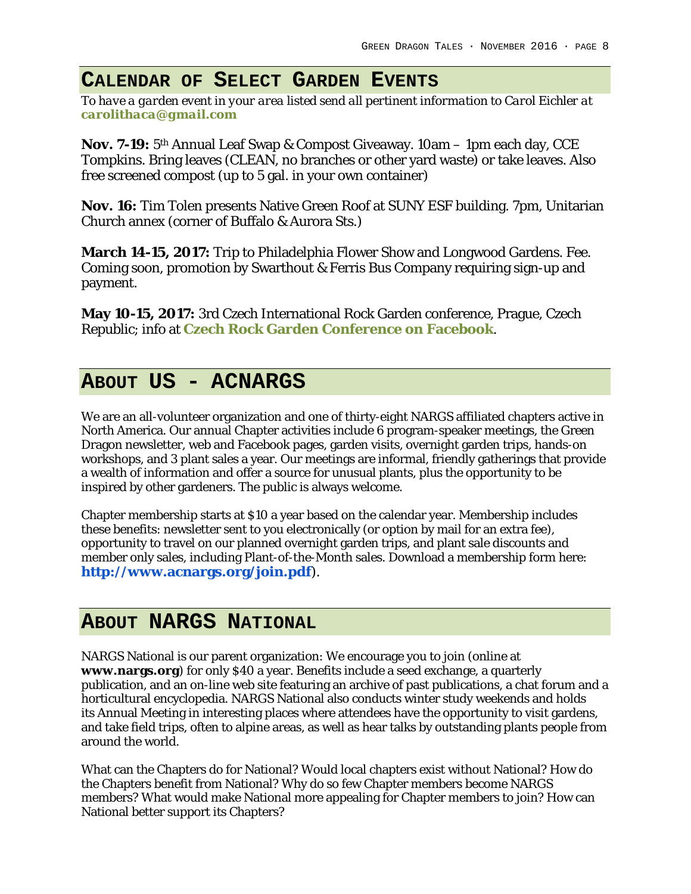## Calendar of Select Garden Events

*To have a garden event in your area listed send all pertinent information to Carol Eichler at* **carolithaca@gmail.com**

**Nov. 7-19:** 5th Annual Leaf Swap & Compost Giveaway. 10am – 1pm each day, CCE Tompkins. Bring leaves (CLEAN, no branches or other yard waste) or take leaves. Also free screened compost (up to 5 gal. in your own container)

**Nov. 16:** Tim Tolen presents Native Green Roof at SUNY ESF building. 7pm, Unitarian Church annex (corner of Buffalo & Aurora Sts.)

**March 14-15, 2017:** Trip to Philadelphia Flower Show and Longwood Gardens. Fee. Coming soon, promotion by Swarthout & Ferris Bus Company requiring sign-up and payment.

**May 10-15, 2017:** 3rd Czech International Rock Garden conference, Prague, Czech Republic; info at **Czech Rock Garden Conference on Facebook**.

## About Us - ACNARGS

We are an all-volunteer organization and one of thirty-eight NARGS affiliated chapters active in North America. Our annual Chapter activities include 6 program-speaker meetings, the Green Dragon newsletter, web and Facebook pages, garden visits, overnight garden trips, hands-on workshops, and 3 plant sales a year. Our meetings are informal, friendly gatherings that provide a wealth of information and offer a source for unusual plants, plus the opportunity to be inspired by other gardeners. The public is always welcome.

Chapter membership starts at $10 a year based on the calendar year. Membership includes these benefits: newsletter sent to you electronically (or option by mail for an extra fee), opportunity to travel on our planned overnight garden trips, and plant sale discounts and member only sales, including Plant-of-the-Month sales. Download a membership form here: **http://www.acnargs.org/join.pdf**).

## About NARGS National

NARGS National is our parent organization: We encourage you to join (online at **www.nargs.org**) for only $40 a year. Benefits include a seed exchange, a quarterly publication, and an on-line web site featuring an archive of past publications, a chat forum and a horticultural encyclopedia. NARGS National also conducts winter study weekends and holds its Annual Meeting in interesting places where attendees have the opportunity to visit gardens, and take field trips, often to alpine areas, as well as hear talks by outstanding plants people from around the world.

What can the Chapters do for National? Would local chapters exist without National? How do the Chapters benefit from National? Why do so few Chapter members become NARGS members? What would make National more appealing for Chapter members to join? How can National better support its Chapters?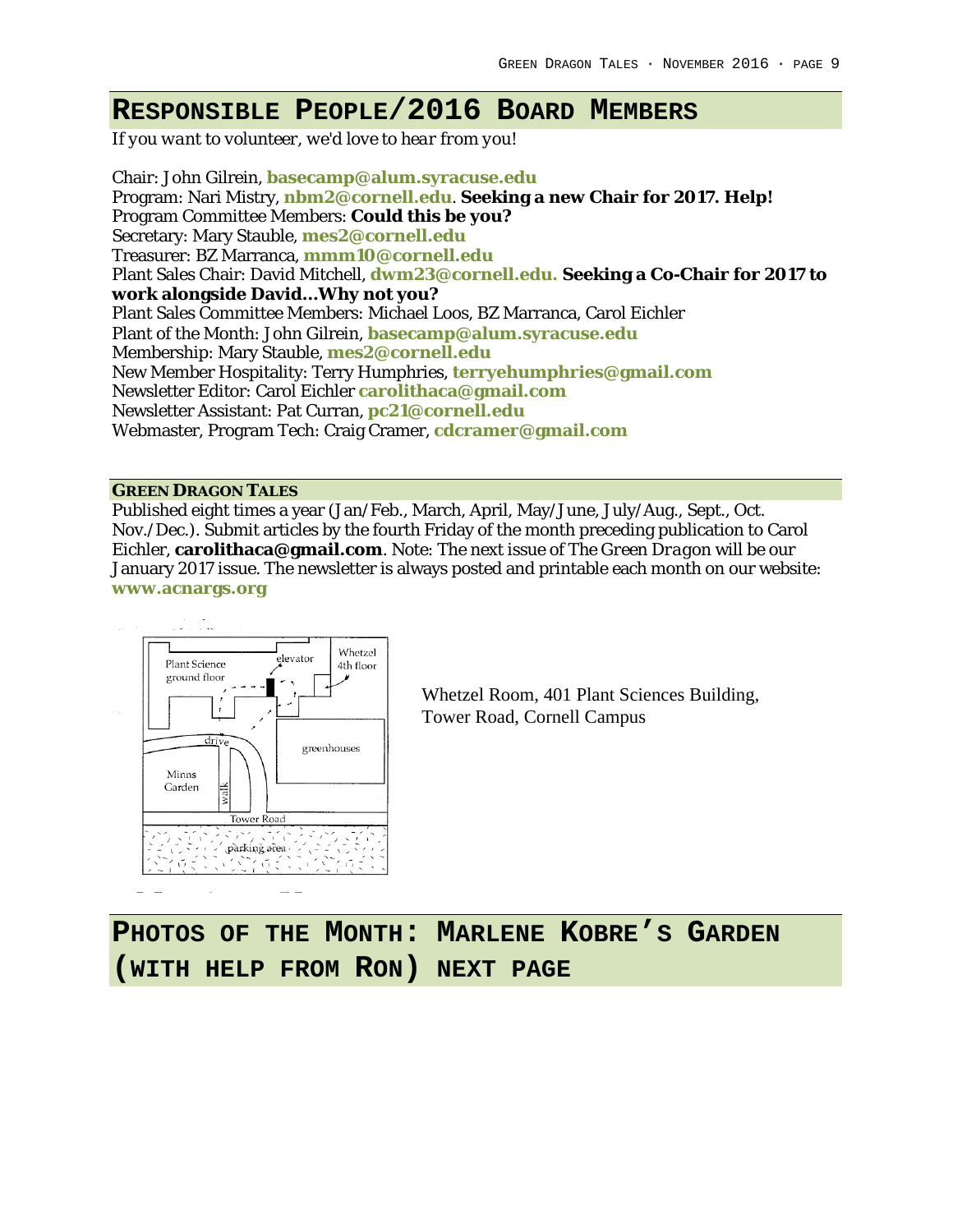## Responsible People/2016 Board Members

*If you want to volunteer, we'd love to hear from you!*

Chair: John Gilrein, **basecamp@alum.syracuse.edu**
Program: Nari Mistry, **nbm2@cornell.edu**. **Seeking a new Chair for 2017. Help!**
Program Committee Members: **Could this be you?**
Secretary: Mary Stauble, **mes2@cornell.edu**
Treasurer: BZ Marranca, **mmm10@cornell.edu**
Plant Sales Chair: David Mitchell, **dwm23@cornell.edu. Seeking a Co-Chair for 2017 to work alongside David…Why not you?**
Plant Sales Committee Members: Michael Loos, BZ Marranca, Carol Eichler
Plant of the Month: John Gilrein, **basecamp@alum.syracuse.edu**
Membership: Mary Stauble, **mes2@cornell.edu**
New Member Hospitality: Terry Humphries, **terryehumphries@gmail.com**
Newsletter Editor: Carol Eichler **carolithaca@gmail.com**
Newsletter Assistant: Pat Curran, **pc21@cornell.edu**
Webmaster, Program Tech: Craig Cramer, **cdcramer@gmail.com**

### Green Dragon Tales

Published eight times a year (Jan/Feb., March, April, May/June, July/Aug., Sept., Oct. Nov./Dec.). Submit articles by the fourth Friday of the month preceding publication to Carol Eichler, **carolithaca@gmail.com**. Note: The next issue of *The Green Dragon* will be our January 2017 issue. The newsletter is always posted and printable each month on our website: **www.acnargs.org**

Plant Science ground floor · elevator · Whetzel 4th floor · drive · greenhouses · Minns Garden · walk · Tower Road · parking area

Whetzel Room, 401 Plant Sciences Building, Tower Road, Cornell Campus

## Photos of the Month: Marlene Kobre's Garden (with help from Ron) next page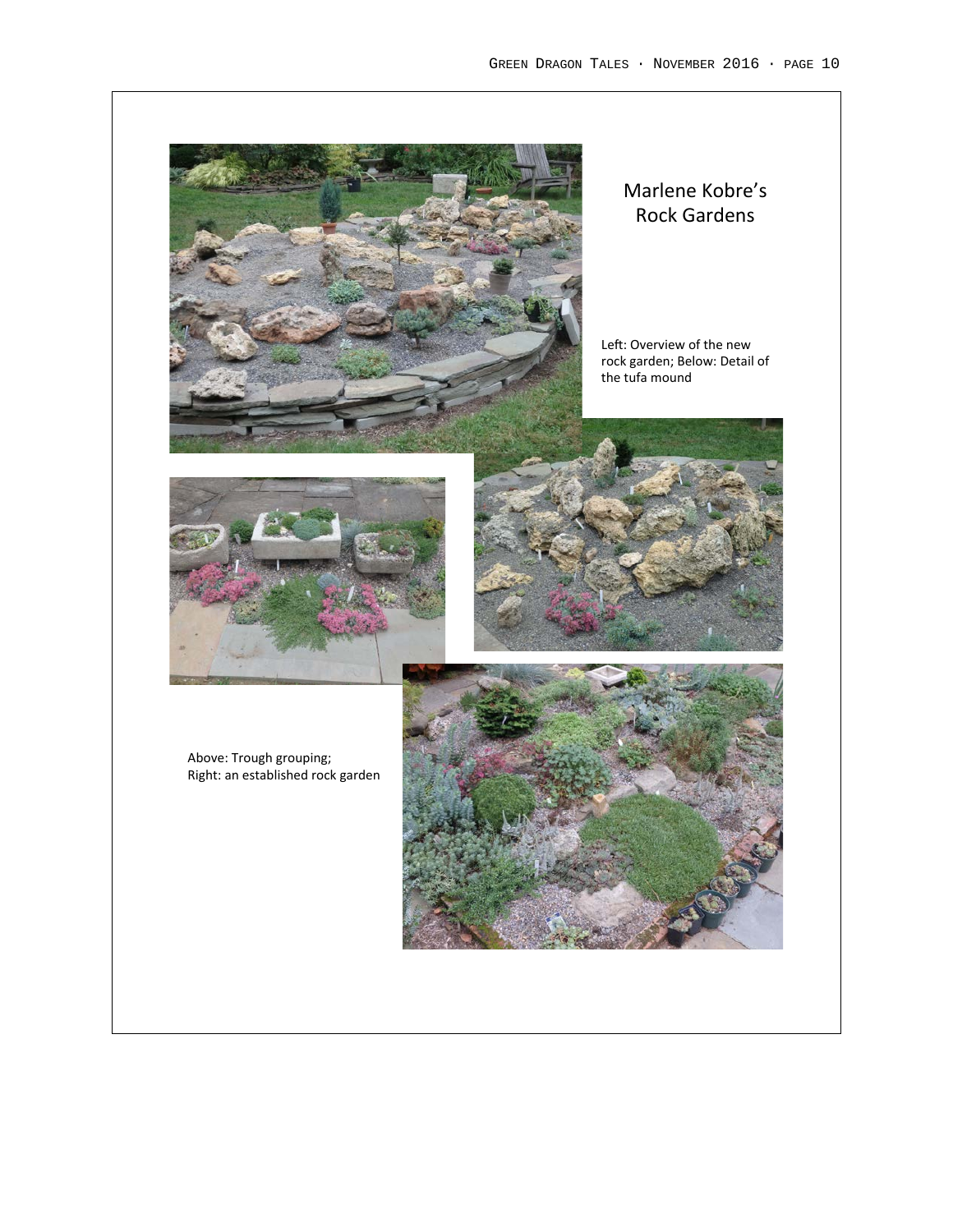## Marlene Kobre's Rock Gardens

Left: Overview of the new rock garden; Below: Detail of the tufa mound

Above: Trough grouping;
Right: an established rock garden